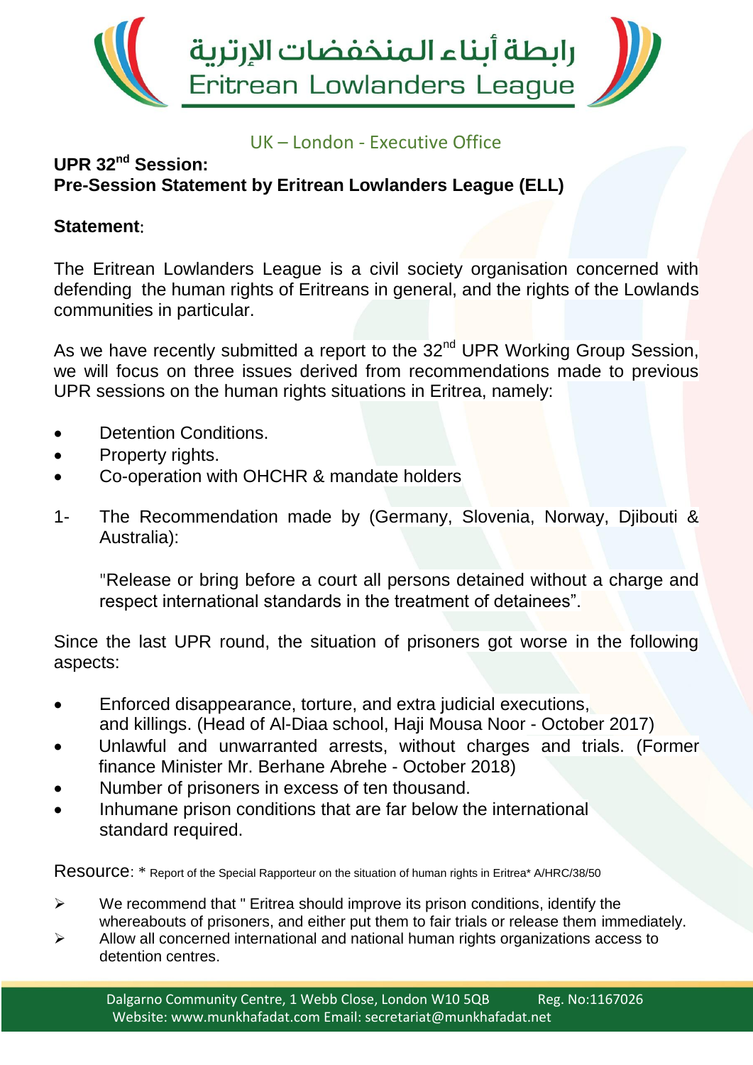رابطة أبناء المنخفضات الإرترية

Eritrean Lowlanders League

UK – London - Executive Office

**UPR 32nd Session:**
**Pre-Session Statement by Eritrean Lowlanders League (ELL)**

**Statement:**

The Eritrean Lowlanders League is a civil society organisation concerned with defending the human rights of Eritreans in general, and the rights of the Lowlands communities in particular.

As we have recently submitted a report to the 32nd UPR Working Group Session, we will focus on three issues derived from recommendations made to previous UPR sessions on the human rights situations in Eritrea, namely:

- Detention Conditions.
- Property rights.
- Co-operation with OHCHR & mandate holders

1- The Recommendation made by (Germany, Slovenia, Norway, Djibouti & Australia):

"Release or bring before a court all persons detained without a charge and respect international standards in the treatment of detainees".

Since the last UPR round, the situation of prisoners got worse in the following aspects:

- Enforced disappearance, torture, and extra judicial executions, and killings. (Head of Al-Diaa school, Haji Mousa Noor - October 2017)
- Unlawful and unwarranted arrests, without charges and trials. (Former finance Minister Mr. Berhane Abrehe - October 2018)
- Number of prisoners in excess of ten thousand.
- Inhumane prison conditions that are far below the international standard required.

Resource: * Report of the Special Rapporteur on the situation of human rights in Eritrea* A/HRC/38/50

- We recommend that " Eritrea should improve its prison conditions, identify the whereabouts of prisoners, and either put them to fair trials or release them immediately.
- Allow all concerned international and national human rights organizations access to detention centres.

Dalgarno Community Centre, 1 Webb Close, London W10 5QB Reg. No:1167026
Website: www.munkhafadat.com Email: secretariat@munkhafadat.net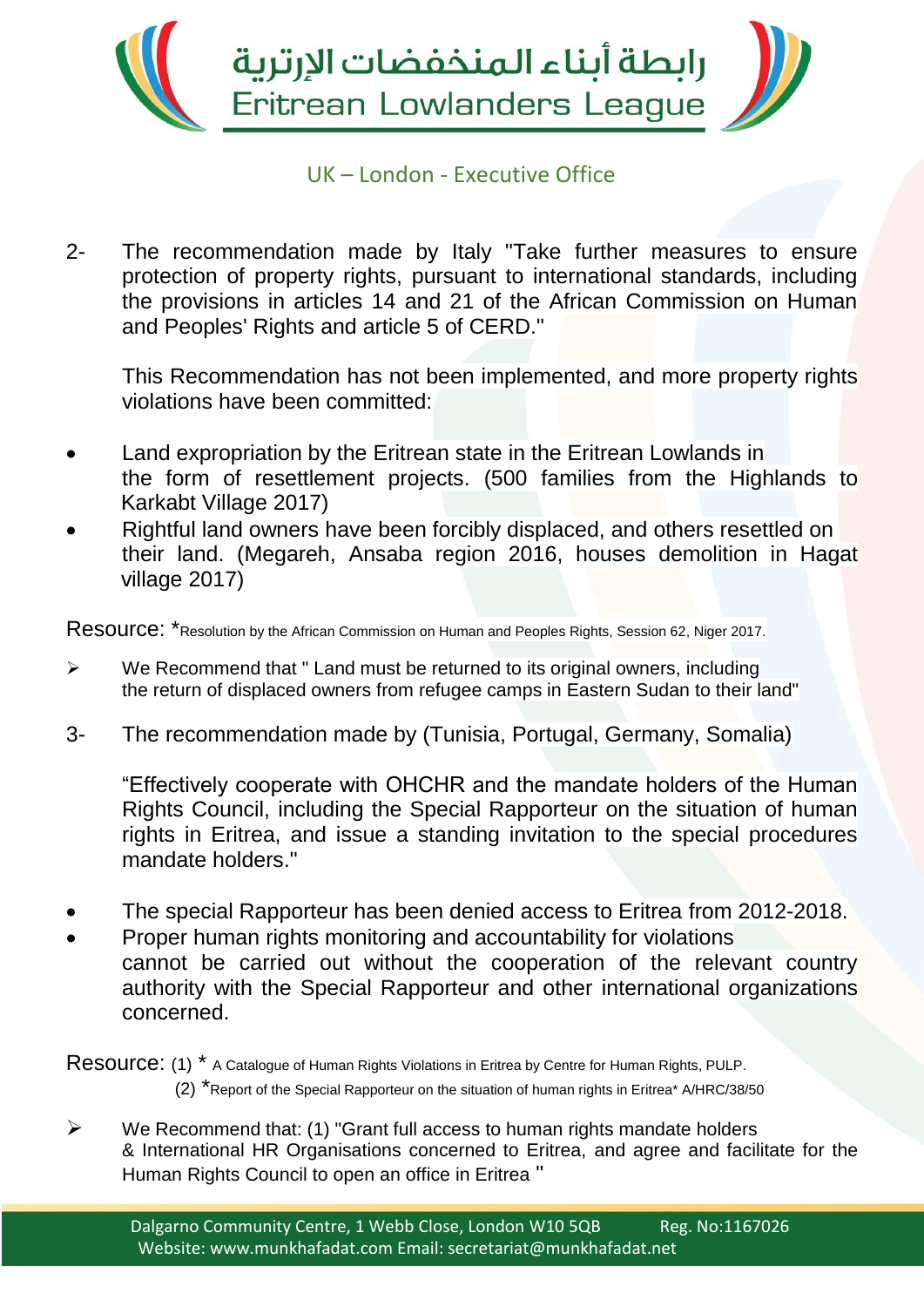2- The recommendation made by Italy "Take further measures to ensure protection of property rights, pursuant to international standards, including the provisions in articles 14 and 21 of the African Commission on Human and Peoples' Rights and article 5 of CERD."

This Recommendation has not been implemented, and more property rights violations have been committed:

- Land expropriation by the Eritrean state in the Eritrean Lowlands in the form of resettlement projects. (500 families from the Highlands to Karkabt Village 2017)
- Rightful land owners have been forcibly displaced, and others resettled on their land. (Megareh, Ansaba region 2016, houses demolition in Hagat village 2017)

Resource: *Resolution by the African Commission on Human and Peoples Rights, Session 62, Niger 2017.

➢ We Recommend that " Land must be returned to its original owners, including the return of displaced owners from refugee camps in Eastern Sudan to their land"

3- The recommendation made by (Tunisia, Portugal, Germany, Somalia)

"Effectively cooperate with OHCHR and the mandate holders of the Human Rights Council, including the Special Rapporteur on the situation of human rights in Eritrea, and issue a standing invitation to the special procedures mandate holders."

- The special Rapporteur has been denied access to Eritrea from 2012-2018.
- Proper human rights monitoring and accountability for violations cannot be carried out without the cooperation of the relevant country authority with the Special Rapporteur and other international organizations concerned.

Resource: (1) * A Catalogue of Human Rights Violations in Eritrea by Centre for Human Rights, PULP.
(2) *Report of the Special Rapporteur on the situation of human rights in Eritrea* A/HRC/38/50

➢ We Recommend that: (1) "Grant full access to human rights mandate holders & International HR Organisations concerned to Eritrea, and agree and facilitate for the Human Rights Council to open an office in Eritrea "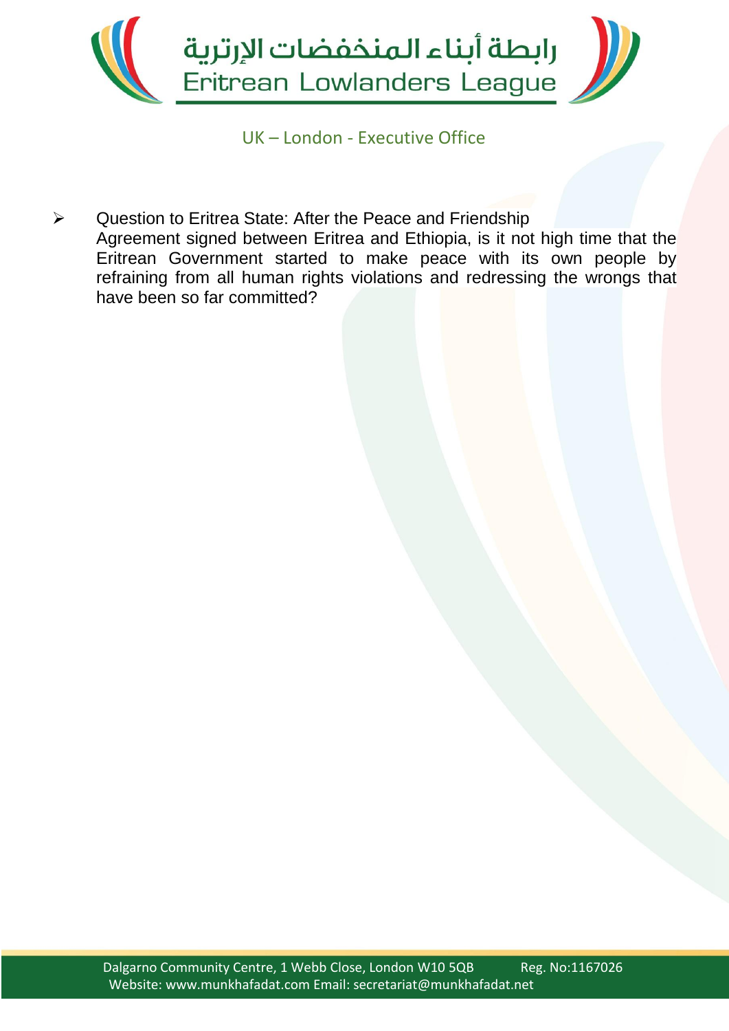- Question to Eritrea State: After the Peace and Friendship Agreement signed between Eritrea and Ethiopia, is it not high time that the Eritrean Government started to make peace with its own people by refraining from all human rights violations and redressing the wrongs that have been so far committed?